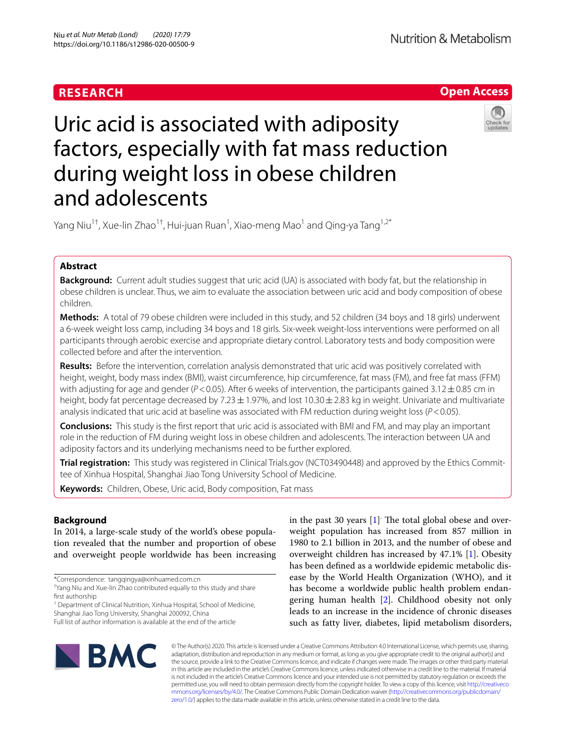**RESEARCH** **Open Access**

# Uric acid is associated with adiposity factors, especially with fat mass reduction during weight loss in obese children and adolescents

Yang Niu[1†], Xue-lin Zhao[1†], Hui-juan Ruan[1], Xiao-meng Mao[1] and Qing-ya Tang[1,2*]

## Abstract

**Background:** Current adult studies suggest that uric acid (UA) is associated with body fat, but the relationship in obese children is unclear. Thus, we aim to evaluate the association between uric acid and body composition of obese children.

**Methods:** A total of 79 obese children were included in this study, and 52 children (34 boys and 18 girls) underwent a 6-week weight loss camp, including 34 boys and 18 girls. Six-week weight-loss interventions were performed on all participants through aerobic exercise and appropriate dietary control. Laboratory tests and body composition were collected before and after the intervention.

**Results:** Before the intervention, correlation analysis demonstrated that uric acid was positively correlated with height, weight, body mass index (BMI), waist circumference, hip circumference, fat mass (FM), and free fat mass (FFM) with adjusting for age and gender ($P < 0.05$). After 6 weeks of intervention, the participants gained $3.12 \pm 0.85$ cm in height, body fat percentage decreased by $7.23 \pm 1.97\%$, and lost $10.30 \pm 2.83$ kg in weight. Univariate and multivariate analysis indicated that uric acid at baseline was associated with FM reduction during weight loss ($P < 0.05$).

**Conclusions:** This study is the first report that uric acid is associated with BMI and FM, and may play an important role in the reduction of FM during weight loss in obese children and adolescents. The interaction between UA and adiposity factors and its underlying mechanisms need to be further explored.

**Trial registration:** This study was registered in Clinical Trials.gov (NCT03490448) and approved by the Ethics Committee of Xinhua Hospital, Shanghai Jiao Tong University School of Medicine.

**Keywords:** Children, Obese, Uric acid, Body composition, Fat mass

## Background

In 2014, a large-scale study of the world's obese population revealed that the number and proportion of obese and overweight people worldwide has been increasing in the past 30 years [1]. The total global obese and overweight population has increased from 857 million in 1980 to 2.1 billion in 2013, and the number of obese and overweight children has increased by 47.1% [1]. Obesity has been defined as a worldwide epidemic metabolic disease by the World Health Organization (WHO), and it has become a worldwide public health problem endangering human health [2]. Childhood obesity not only leads to an increase in the incidence of chronic diseases such as fatty liver, diabetes, lipid metabolism disorders,

*Correspondence: tangqingya@xinhuamed.com.cn

†Yang Niu and Xue-lin Zhao contributed equally to this study and share first authorship

[1] Department of Clinical Nutrition, Xinhua Hospital, School of Medicine, Shanghai Jiao Tong University, Shanghai 200092, China

Full list of author information is available at the end of the article

© The Author(s) 2020. This article is licensed under a Creative Commons Attribution 4.0 International License, which permits use, sharing, adaptation, distribution and reproduction in any medium or format, as long as you give appropriate credit to the original author(s) and the source, provide a link to the Creative Commons licence, and indicate if changes were made. The images or other third party material in this article are included in the article's Creative Commons licence, unless indicated otherwise in a credit line to the material. If material is not included in the article's Creative Commons licence and your intended use is not permitted by statutory regulation or exceeds the permitted use, you will need to obtain permission directly from the copyright holder. To view a copy of this licence, visit http://creativecommons.org/licenses/by/4.0/. The Creative Commons Public Domain Dedication waiver (http://creativecommons.org/publicdomain/zero/1.0/) applies to the data made available in this article, unless otherwise stated in a credit line to the data.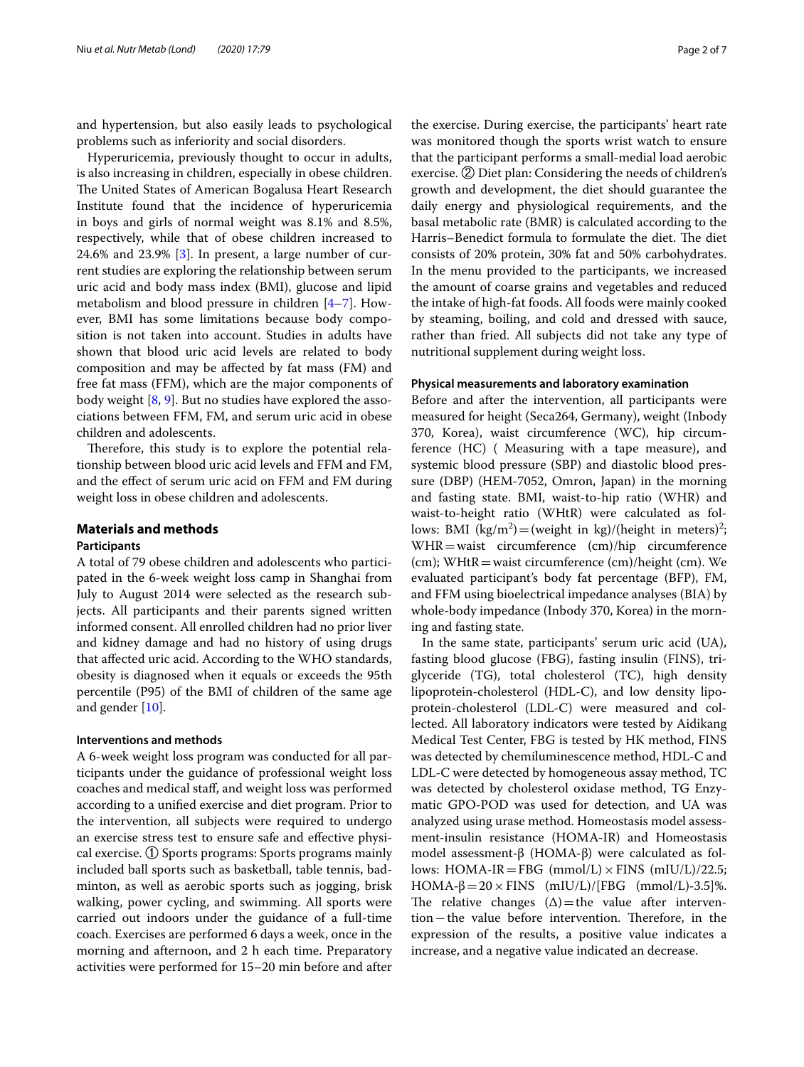and hypertension, but also easily leads to psychological problems such as inferiority and social disorders.

Hyperuricemia, previously thought to occur in adults, is also increasing in children, especially in obese children. The United States of American Bogalusa Heart Research Institute found that the incidence of hyperuricemia in boys and girls of normal weight was 8.1% and 8.5%, respectively, while that of obese children increased to 24.6% and 23.9% [3]. In present, a large number of current studies are exploring the relationship between serum uric acid and body mass index (BMI), glucose and lipid metabolism and blood pressure in children [4–7]. However, BMI has some limitations because body composition is not taken into account. Studies in adults have shown that blood uric acid levels are related to body composition and may be affected by fat mass (FM) and free fat mass (FFM), which are the major components of body weight [8, 9]. But no studies have explored the associations between FFM, FM, and serum uric acid in obese children and adolescents.

Therefore, this study is to explore the potential relationship between blood uric acid levels and FFM and FM, and the effect of serum uric acid on FFM and FM during weight loss in obese children and adolescents.

## Materials and methods

### Participants

A total of 79 obese children and adolescents who participated in the 6-week weight loss camp in Shanghai from July to August 2014 were selected as the research subjects. All participants and their parents signed written informed consent. All enrolled children had no prior liver and kidney damage and had no history of using drugs that affected uric acid. According to the WHO standards, obesity is diagnosed when it equals or exceeds the 95th percentile (P95) of the BMI of children of the same age and gender [10].

### Interventions and methods

A 6-week weight loss program was conducted for all participants under the guidance of professional weight loss coaches and medical staff, and weight loss was performed according to a unified exercise and diet program. Prior to the intervention, all subjects were required to undergo an exercise stress test to ensure safe and effective physical exercise. ① Sports programs: Sports programs mainly included ball sports such as basketball, table tennis, badminton, as well as aerobic sports such as jogging, brisk walking, power cycling, and swimming. All sports were carried out indoors under the guidance of a full-time coach. Exercises are performed 6 days a week, once in the morning and afternoon, and 2 h each time. Preparatory activities were performed for 15–20 min before and after the exercise. During exercise, the participants' heart rate was monitored though the sports wrist watch to ensure that the participant performs a small-medial load aerobic exercise. ② Diet plan: Considering the needs of children's growth and development, the diet should guarantee the daily energy and physiological requirements, and the basal metabolic rate (BMR) is calculated according to the Harris–Benedict formula to formulate the diet. The diet consists of 20% protein, 30% fat and 50% carbohydrates. In the menu provided to the participants, we increased the amount of coarse grains and vegetables and reduced the intake of high-fat foods. All foods were mainly cooked by steaming, boiling, and cold and dressed with sauce, rather than fried. All subjects did not take any type of nutritional supplement during weight loss.

### Physical measurements and laboratory examination

Before and after the intervention, all participants were measured for height (Seca264, Germany), weight (Inbody 370, Korea), waist circumference (WC), hip circumference (HC) ( Measuring with a tape measure), and systemic blood pressure (SBP) and diastolic blood pressure (DBP) (HEM-7052, Omron, Japan) in the morning and fasting state. BMI, waist-to-hip ratio (WHR) and waist-to-height ratio (WHtR) were calculated as follows: BMI ($kg/m^2$) = (weight in kg)/(height in meters)$^2$; WHR = waist circumference (cm)/hip circumference (cm); WHtR = waist circumference (cm)/height (cm). We evaluated participant's body fat percentage (BFP), FM, and FFM using bioelectrical impedance analyses (BIA) by whole-body impedance (Inbody 370, Korea) in the morning and fasting state.

In the same state, participants' serum uric acid (UA), fasting blood glucose (FBG), fasting insulin (FINS), triglyceride (TG), total cholesterol (TC), high density lipoprotein-cholesterol (HDL-C), and low density lipoprotein-cholesterol (LDL-C) were measured and collected. All laboratory indicators were tested by Aidikang Medical Test Center, FBG is tested by HK method, FINS was detected by chemiluminescence method, HDL-C and LDL-C were detected by homogeneous assay method, TC was detected by cholesterol oxidase method, TG Enzymatic GPO-POD was used for detection, and UA was analyzed using urase method. Homeostasis model assessment-insulin resistance (HOMA-IR) and Homeostasis model assessment-β (HOMA-β) were calculated as follows: HOMA-IR = FBG (mmol/L) × FINS (mIU/L)/22.5; HOMA-β = 20 × FINS (mIU/L)/[FBG (mmol/L)-3.5]%. The relative changes (Δ) = the value after intervention − the value before intervention. Therefore, in the expression of the results, a positive value indicates a increase, and a negative value indicated an decrease.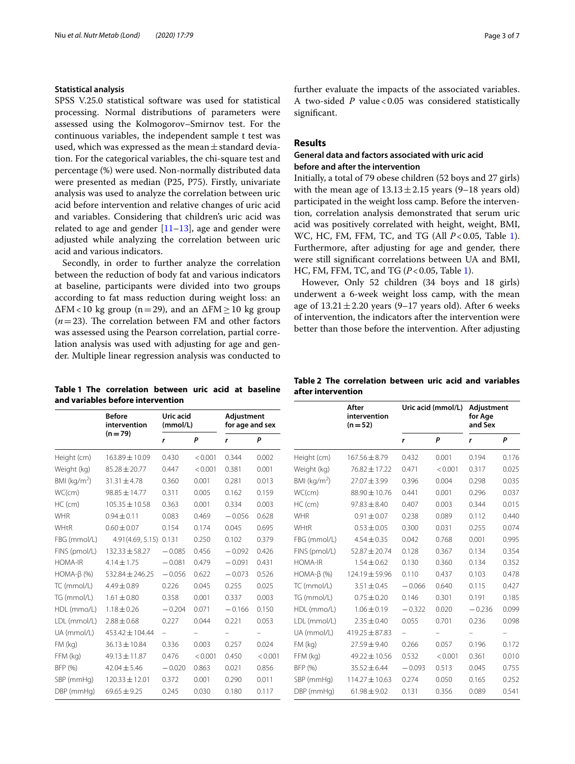### Statistical analysis

SPSS V.25.0 statistical software was used for statistical processing. Normal distributions of parameters were assessed using the Kolmogorov–Smirnov test. For the continuous variables, the independent sample t test was used, which was expressed as the mean ± standard deviation. For the categorical variables, the chi-square test and percentage (%) were used. Non-normally distributed data were presented as median (P25, P75). Firstly, univariate analysis was used to analyze the correlation between uric acid before intervention and relative changes of uric acid and variables. Considering that children's uric acid was related to age and gender [11–13], age and gender were adjusted while analyzing the correlation between uric acid and various indicators.

Secondly, in order to further analyze the correlation between the reduction of body fat and various indicators at baseline, participants were divided into two groups according to fat mass reduction during weight loss: an ΔFM < 10 kg group (n = 29), and an ΔFM ≥ 10 kg group (*n* = 23). The correlation between FM and other factors was assessed using the Pearson correlation, partial correlation analysis was used with adjusting for age and gender. Multiple linear regression analysis was conducted to further evaluate the impacts of the associated variables. A two-sided *P* value < 0.05 was considered statistically significant.

## Results

### General data and factors associated with uric acid before and after the intervention

Initially, a total of 79 obese children (52 boys and 27 girls) with the mean age of 13.13 ± 2.15 years (9–18 years old) participated in the weight loss camp. Before the intervention, correlation analysis demonstrated that serum uric acid was positively correlated with height, weight, BMI, WC, HC, FM, FFM, TC, and TG (All *P* < 0.05, Table 1). Furthermore, after adjusting for age and gender, there were still significant correlations between UA and BMI, HC, FM, FFM, TC, and TG (*P* < 0.05, Table 1).

However, Only 52 children (34 boys and 18 girls) underwent a 6-week weight loss camp, with the mean age of 13.21 ± 2.20 years (9–17 years old). After 6 weeks of intervention, the indicators after the intervention were better than those before the intervention. After adjusting

**Table 1 The correlation between uric acid at baseline and variables before intervention**

| | Before intervention (n = 79) | Uric acid (mmol/L) | | Adjustment for age and sex | |
|---|---|---|---|---|---|
| | | *r* | *P* | *r* | *P* |
| Height (cm) | 163.89 ± 10.09 | 0.430 | < 0.001 | 0.344 | 0.002 |
| Weight (kg) | 85.28 ± 20.77 | 0.447 | < 0.001 | 0.381 | 0.001 |
| BMI (kg/m$^2$) | 31.31 ± 4.78 | 0.360 | 0.001 | 0.281 | 0.013 |
| WC(cm) | 98.85 ± 14.77 | 0.311 | 0.005 | 0.162 | 0.159 |
| HC (cm) | 105.35 ± 10.58 | 0.363 | 0.001 | 0.334 | 0.003 |
| WHR | 0.94 ± 0.11 | 0.083 | 0.469 | − 0.056 | 0.628 |
| WHtR | 0.60 ± 0.07 | 0.154 | 0.174 | 0.045 | 0.695 |
| FBG (mmol/L) | 4.91(4.69, 5.15) | 0.131 | 0.250 | 0.102 | 0.379 |
| FINS (pmol/L) | 132.33 ± 58.27 | − 0.085 | 0.456 | − 0.092 | 0.426 |
| HOMA-IR | 4.14 ± 1.75 | − 0.081 | 0.479 | − 0.091 | 0.431 |
| HOMA-β (%) | 532.84 ± 246.25 | − 0.056 | 0.622 | − 0.073 | 0.526 |
| TC (mmol/L) | 4.49 ± 0.89 | 0.226 | 0.045 | 0.255 | 0.025 |
| TG (mmol/L) | 1.61 ± 0.80 | 0.358 | 0.001 | 0.337 | 0.003 |
| HDL (mmo/L) | 1.18 ± 0.26 | − 0.204 | 0.071 | − 0.166 | 0.150 |
| LDL (mmol/L) | 2.88 ± 0.68 | 0.227 | 0.044 | 0.221 | 0.053 |
| UA (mmol/L) | 453.42 ± 104.44 | – | – | – | – |
| FM (kg) | 36.13 ± 10.84 | 0.336 | 0.003 | 0.257 | 0.024 |
| FFM (kg) | 49.13 ± 11.87 | 0.476 | < 0.001 | 0.450 | < 0.001 |
| BFP (%) | 42.04 ± 5.46 | − 0.020 | 0.863 | 0.021 | 0.856 |
| SBP (mmHg) | 120.33 ± 12.01 | 0.372 | 0.001 | 0.290 | 0.011 |
| DBP (mmHg) | 69.65 ± 9.25 | 0.245 | 0.030 | 0.180 | 0.117 |

**Table 2 The correlation between uric acid and variables after intervention**

| | After intervention (n = 52) | Uric acid (mmol/L) | | Adjustment for Age and Sex | |
|---|---|---|---|---|---|
| | | *r* | *P* | *r* | *P* |
| Height (cm) | 167.56 ± 8.79 | 0.432 | 0.001 | 0.194 | 0.176 |
| Weight (kg) | 76.82 ± 17.22 | 0.471 | < 0.001 | 0.317 | 0.025 |
| BMI (kg/m$^2$) | 27.07 ± 3.99 | 0.396 | 0.004 | 0.298 | 0.035 |
| WC(cm) | 88.90 ± 10.76 | 0.441 | 0.001 | 0.296 | 0.037 |
| HC (cm) | 97.83 ± 8.40 | 0.407 | 0.003 | 0.344 | 0.015 |
| WHR | 0.91 ± 0.07 | 0.238 | 0.089 | 0.112 | 0.440 |
| WHtR | 0.53 ± 0.05 | 0.300 | 0.031 | 0.255 | 0.074 |
| FBG (mmol/L) | 4.54 ± 0.35 | 0.042 | 0.768 | 0.001 | 0.995 |
| FINS (pmol/L) | 52.87 ± 20.74 | 0.128 | 0.367 | 0.134 | 0.354 |
| HOMA-IR | 1.54 ± 0.62 | 0.130 | 0.360 | 0.134 | 0.352 |
| HOMA-β (%) | 124.19 ± 59.96 | 0.110 | 0.437 | 0.103 | 0.478 |
| TC (mmol/L) | 3.51 ± 0.45 | − 0.066 | 0.640 | 0.115 | 0.427 |
| TG (mmol/L) | 0.75 ± 0.20 | 0.146 | 0.301 | 0.191 | 0.185 |
| HDL (mmo/L) | 1.06 ± 0.19 | − 0.322 | 0.020 | − 0.236 | 0.099 |
| LDL (mmol/L) | 2.35 ± 0.40 | 0.055 | 0.701 | 0.236 | 0.098 |
| UA (mmol/L) | 419.25 ± 87.83 | – | – | – | – |
| FM (kg) | 27.59 ± 9.40 | 0.266 | 0.057 | 0.196 | 0.172 |
| FFM (kg) | 49.22 ± 10.56 | 0.532 | < 0.001 | 0.361 | 0.010 |
| BFP (%) | 35.52 ± 6.44 | − 0.093 | 0.513 | 0.045 | 0.755 |
| SBP (mmHg) | 114.27 ± 10.63 | 0.274 | 0.050 | 0.165 | 0.252 |
| DBP (mmHg) | 61.98 ± 9.02 | 0.131 | 0.356 | 0.089 | 0.541 |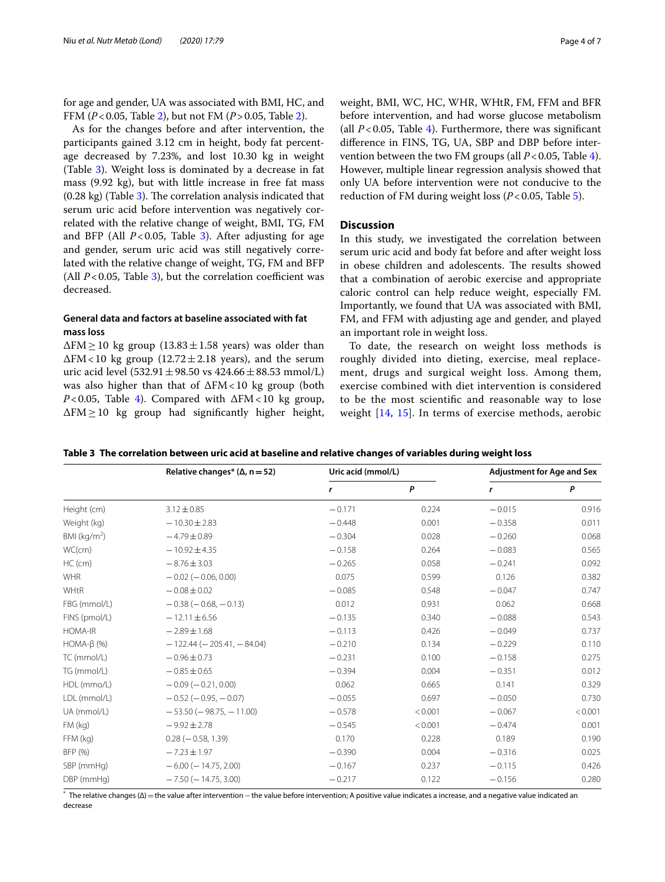for age and gender, UA was associated with BMI, HC, and FFM ($P<0.05$, Table 2), but not FM ($P>0.05$, Table 2).

As for the changes before and after intervention, the participants gained 3.12 cm in height, body fat percentage decreased by 7.23%, and lost 10.30 kg in weight (Table 3). Weight loss is dominated by a decrease in fat mass (9.92 kg), but with little increase in free fat mass (0.28 kg) (Table 3). The correlation analysis indicated that serum uric acid before intervention was negatively correlated with the relative change of weight, BMI, TG, FM and BFP (All $P<0.05$, Table 3). After adjusting for age and gender, serum uric acid was still negatively correlated with the relative change of weight, TG, FM and BFP (All $P<0.05$, Table 3), but the correlation coefficient was decreased.

### General data and factors at baseline associated with fat mass loss

$\Delta FM \geq 10$ kg group (13.83 ± 1.58 years) was older than $\Delta FM<10$ kg group (12.72 ± 2.18 years), and the serum uric acid level (532.91 ± 98.50 vs 424.66 ± 88.53 mmol/L) was also higher than that of $\Delta FM<10$ kg group (both $P<0.05$, Table 4). Compared with $\Delta FM<10$ kg group, $\Delta FM \geq 10$ kg group had significantly higher height, weight, BMI, WC, HC, WHR, WHtR, FM, FFM and BFR before intervention, and had worse glucose metabolism (all $P<0.05$, Table 4). Furthermore, there was significant difference in FINS, TG, UA, SBP and DBP before intervention between the two FM groups (all $P<0.05$, Table 4). However, multiple linear regression analysis showed that only UA before intervention were not conducive to the reduction of FM during weight loss ($P<0.05$, Table 5).

## Discussion

In this study, we investigated the correlation between serum uric acid and body fat before and after weight loss in obese children and adolescents. The results showed that a combination of aerobic exercise and appropriate caloric control can help reduce weight, especially FM. Importantly, we found that UA was associated with BMI, FM, and FFM with adjusting age and gender, and played an important role in weight loss.

To date, the research on weight loss methods is roughly divided into dieting, exercise, meal replacement, drugs and surgical weight loss. Among them, exercise combined with diet intervention is considered to be the most scientific and reasonable way to lose weight [14, 15]. In terms of exercise methods, aerobic

**Table 3 The correlation between uric acid at baseline and relative changes of variables during weight loss**

| | Relative changes* (Δ, n = 52) | Uric acid (mmol/L) | | Adjustment for Age and Sex | |
|---|---|---|---|---|---|
| | | *r* | *P* | *r* | *P* |
| Height (cm) | 3.12 ± 0.85 | −0.171 | 0.224 | −0.015 | 0.916 |
| Weight (kg) | −10.30 ± 2.83 | −0.448 | 0.001 | −0.358 | 0.011 |
| BMI (kg/m$^2$) | −4.79 ± 0.89 | −0.304 | 0.028 | −0.260 | 0.068 |
| WC(cm) | −10.92 ± 4.35 | −0.158 | 0.264 | −0.083 | 0.565 |
| HC (cm) | −8.76 ± 3.03 | −0.265 | 0.058 | −0.241 | 0.092 |
| WHR | −0.02 (−0.06, 0.00) | 0.075 | 0.599 | 0.126 | 0.382 |
| WHtR | −0.08 ± 0.02 | −0.085 | 0.548 | −0.047 | 0.747 |
| FBG (mmol/L) | −0.38 (−0.68, −0.13) | 0.012 | 0.931 | 0.062 | 0.668 |
| FINS (pmol/L) | −12.11 ± 6.56 | −0.135 | 0.340 | −0.088 | 0.543 |
| HOMA-IR | −2.89 ± 1.68 | −0.113 | 0.426 | −0.049 | 0.737 |
| HOMA-β (%) | −122.44 (−205.41, −84.04) | −0.210 | 0.134 | −0.229 | 0.110 |
| TC (mmol/L) | −0.96 ± 0.73 | −0.231 | 0.100 | −0.158 | 0.275 |
| TG (mmol/L) | −0.85 ± 0.65 | −0.394 | 0.004 | −0.351 | 0.012 |
| HDL (mmo/L) | −0.09 (−0.21, 0.00) | 0.062 | 0.665 | 0.141 | 0.329 |
| LDL (mmol/L) | −0.52 (−0.95, −0.07) | −0.055 | 0.697 | −0.050 | 0.730 |
| UA (mmol/L) | −53.50 (−98.75, −11.00) | −0.578 | <0.001 | −0.067 | <0.001 |
| FM (kg) | −9.92 ± 2.78 | −0.545 | <0.001 | −0.474 | 0.001 |
| FFM (kg) | 0.28 (−0.58, 1.39) | 0.170 | 0.228 | 0.189 | 0.190 |
| BFP (%) | −7.23 ± 1.97 | −0.390 | 0.004 | −0.316 | 0.025 |
| SBP (mmHg) | −6.00 (−14.75, 2.00) | −0.167 | 0.237 | −0.115 | 0.426 |
| DBP (mmHg) | −7.50 (−14.75, 3.00) | −0.217 | 0.122 | −0.156 | 0.280 |

* The relative changes (Δ) = the value after intervention − the value before intervention; A positive value indicates a increase, and a negative value indicated an decrease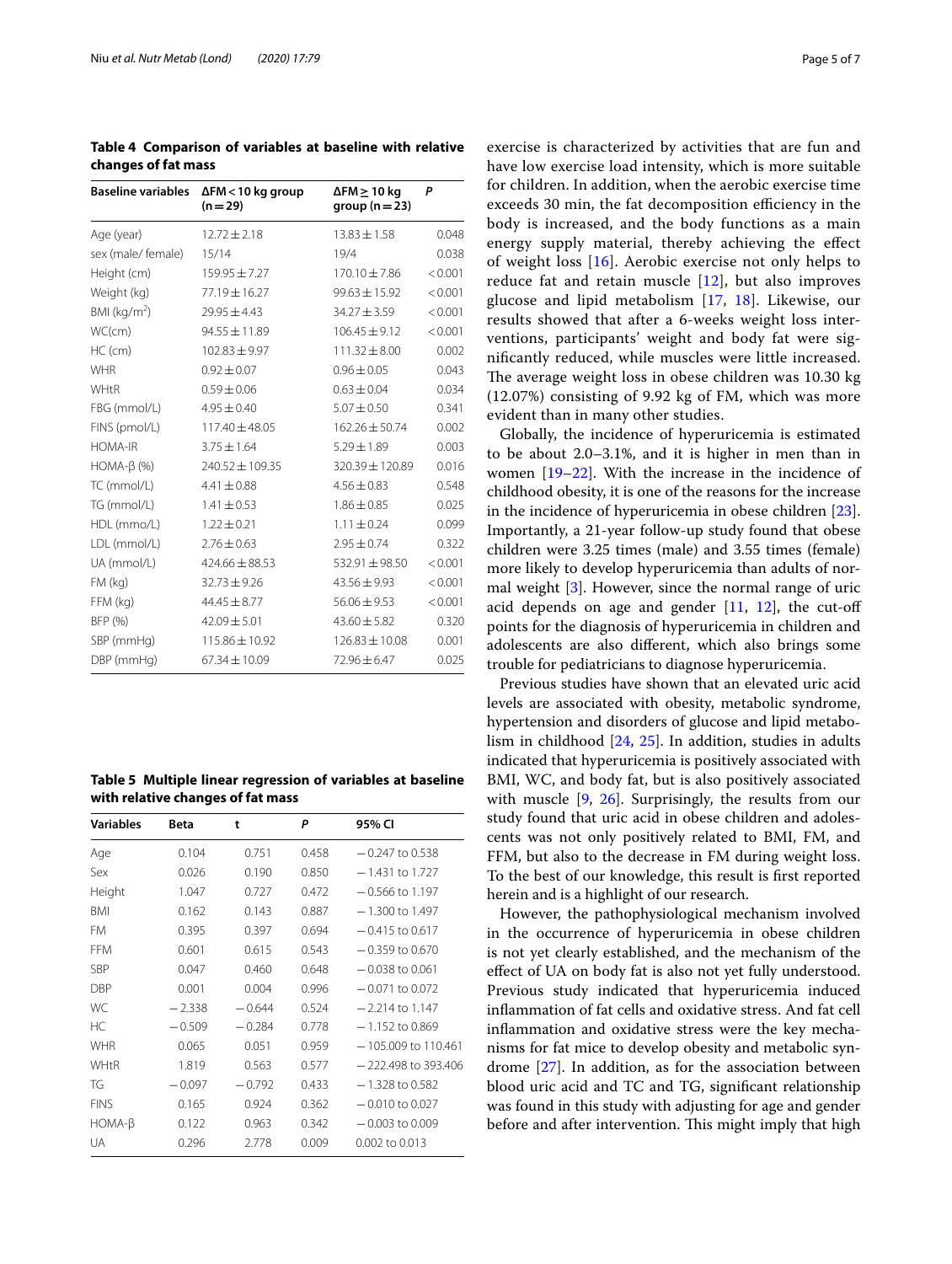**Table 4 Comparison of variables at baseline with relative changes of fat mass**

| Baseline variables | ΔFM < 10 kg group (n = 29) | ΔFM ≥ 10 kg group (n = 23) | *P* |
|---|---|---|---|
| Age (year) | 12.72 ± 2.18 | 13.83 ± 1.58 | 0.048 |
| sex (male/ female) | 15/14 | 19/4 | 0.038 |
| Height (cm) | 159.95 ± 7.27 | 170.10 ± 7.86 | < 0.001 |
| Weight (kg) | 77.19 ± 16.27 | 99.63 ± 15.92 | < 0.001 |
| BMI (kg/m$^2$) | 29.95 ± 4.43 | 34.27 ± 3.59 | < 0.001 |
| WC(cm) | 94.55 ± 11.89 | 106.45 ± 9.12 | < 0.001 |
| HC (cm) | 102.83 ± 9.97 | 111.32 ± 8.00 | 0.002 |
| WHR | 0.92 ± 0.07 | 0.96 ± 0.05 | 0.043 |
| WHtR | 0.59 ± 0.06 | 0.63 ± 0.04 | 0.034 |
| FBG (mmol/L) | 4.95 ± 0.40 | 5.07 ± 0.50 | 0.341 |
| FINS (pmol/L) | 117.40 ± 48.05 | 162.26 ± 50.74 | 0.002 |
| HOMA-IR | 3.75 ± 1.64 | 5.29 ± 1.89 | 0.003 |
| HOMA-β (%) | 240.52 ± 109.35 | 320.39 ± 120.89 | 0.016 |
| TC (mmol/L) | 4.41 ± 0.88 | 4.56 ± 0.83 | 0.548 |
| TG (mmol/L) | 1.41 ± 0.53 | 1.86 ± 0.85 | 0.025 |
| HDL (mmo/L) | 1.22 ± 0.21 | 1.11 ± 0.24 | 0.099 |
| LDL (mmol/L) | 2.76 ± 0.63 | 2.95 ± 0.74 | 0.322 |
| UA (mmol/L) | 424.66 ± 88.53 | 532.91 ± 98.50 | < 0.001 |
| FM (kg) | 32.73 ± 9.26 | 43.56 ± 9.93 | < 0.001 |
| FFM (kg) | 44.45 ± 8.77 | 56.06 ± 9.53 | < 0.001 |
| BFP (%) | 42.09 ± 5.01 | 43.60 ± 5.82 | 0.320 |
| SBP (mmHg) | 115.86 ± 10.92 | 126.83 ± 10.08 | 0.001 |
| DBP (mmHg) | 67.34 ± 10.09 | 72.96 ± 6.47 | 0.025 |

**Table 5 Multiple linear regression of variables at baseline with relative changes of fat mass**

| Variables | Beta | t | *P* | 95% CI |
|---|---|---|---|---|
| Age | 0.104 | 0.751 | 0.458 | − 0.247 to 0.538 |
| Sex | 0.026 | 0.190 | 0.850 | − 1.431 to 1.727 |
| Height | 1.047 | 0.727 | 0.472 | − 0.566 to 1.197 |
| BMI | 0.162 | 0.143 | 0.887 | − 1.300 to 1.497 |
| FM | 0.395 | 0.397 | 0.694 | − 0.415 to 0.617 |
| FFM | 0.601 | 0.615 | 0.543 | − 0.359 to 0.670 |
| SBP | 0.047 | 0.460 | 0.648 | − 0.038 to 0.061 |
| DBP | 0.001 | 0.004 | 0.996 | − 0.071 to 0.072 |
| WC | − 2.338 | − 0.644 | 0.524 | − 2.214 to 1.147 |
| HC | − 0.509 | − 0.284 | 0.778 | − 1.152 to 0.869 |
| WHR | 0.065 | 0.051 | 0.959 | − 105.009 to 110.461 |
| WHtR | 1.819 | 0.563 | 0.577 | − 222.498 to 393.406 |
| TG | − 0.097 | − 0.792 | 0.433 | − 1.328 to 0.582 |
| FINS | 0.165 | 0.924 | 0.362 | − 0.010 to 0.027 |
| HOMA-β | 0.122 | 0.963 | 0.342 | − 0.003 to 0.009 |
| UA | 0.296 | 2.778 | 0.009 | 0.002 to 0.013 |

exercise is characterized by activities that are fun and have low exercise load intensity, which is more suitable for children. In addition, when the aerobic exercise time exceeds 30 min, the fat decomposition efficiency in the body is increased, and the body functions as a main energy supply material, thereby achieving the effect of weight loss [16]. Aerobic exercise not only helps to reduce fat and retain muscle [12], but also improves glucose and lipid metabolism [17, 18]. Likewise, our results showed that after a 6-weeks weight loss interventions, participants' weight and body fat were significantly reduced, while muscles were little increased. The average weight loss in obese children was 10.30 kg (12.07%) consisting of 9.92 kg of FM, which was more evident than in many other studies.

Globally, the incidence of hyperuricemia is estimated to be about 2.0–3.1%, and it is higher in men than in women [19–22]. With the increase in the incidence of childhood obesity, it is one of the reasons for the increase in the incidence of hyperuricemia in obese children [23]. Importantly, a 21-year follow-up study found that obese children were 3.25 times (male) and 3.55 times (female) more likely to develop hyperuricemia than adults of normal weight [3]. However, since the normal range of uric acid depends on age and gender [11, 12], the cut-off points for the diagnosis of hyperuricemia in children and adolescents are also different, which also brings some trouble for pediatricians to diagnose hyperuricemia.

Previous studies have shown that an elevated uric acid levels are associated with obesity, metabolic syndrome, hypertension and disorders of glucose and lipid metabolism in childhood [24, 25]. In addition, studies in adults indicated that hyperuricemia is positively associated with BMI, WC, and body fat, but is also positively associated with muscle [9, 26]. Surprisingly, the results from our study found that uric acid in obese children and adolescents was not only positively related to BMI, FM, and FFM, but also to the decrease in FM during weight loss. To the best of our knowledge, this result is first reported herein and is a highlight of our research.

However, the pathophysiological mechanism involved in the occurrence of hyperuricemia in obese children is not yet clearly established, and the mechanism of the effect of UA on body fat is also not yet fully understood. Previous study indicated that hyperuricemia induced inflammation of fat cells and oxidative stress. And fat cell inflammation and oxidative stress were the key mechanisms for fat mice to develop obesity and metabolic syndrome [27]. In addition, as for the association between blood uric acid and TC and TG, significant relationship was found in this study with adjusting for age and gender before and after intervention. This might imply that high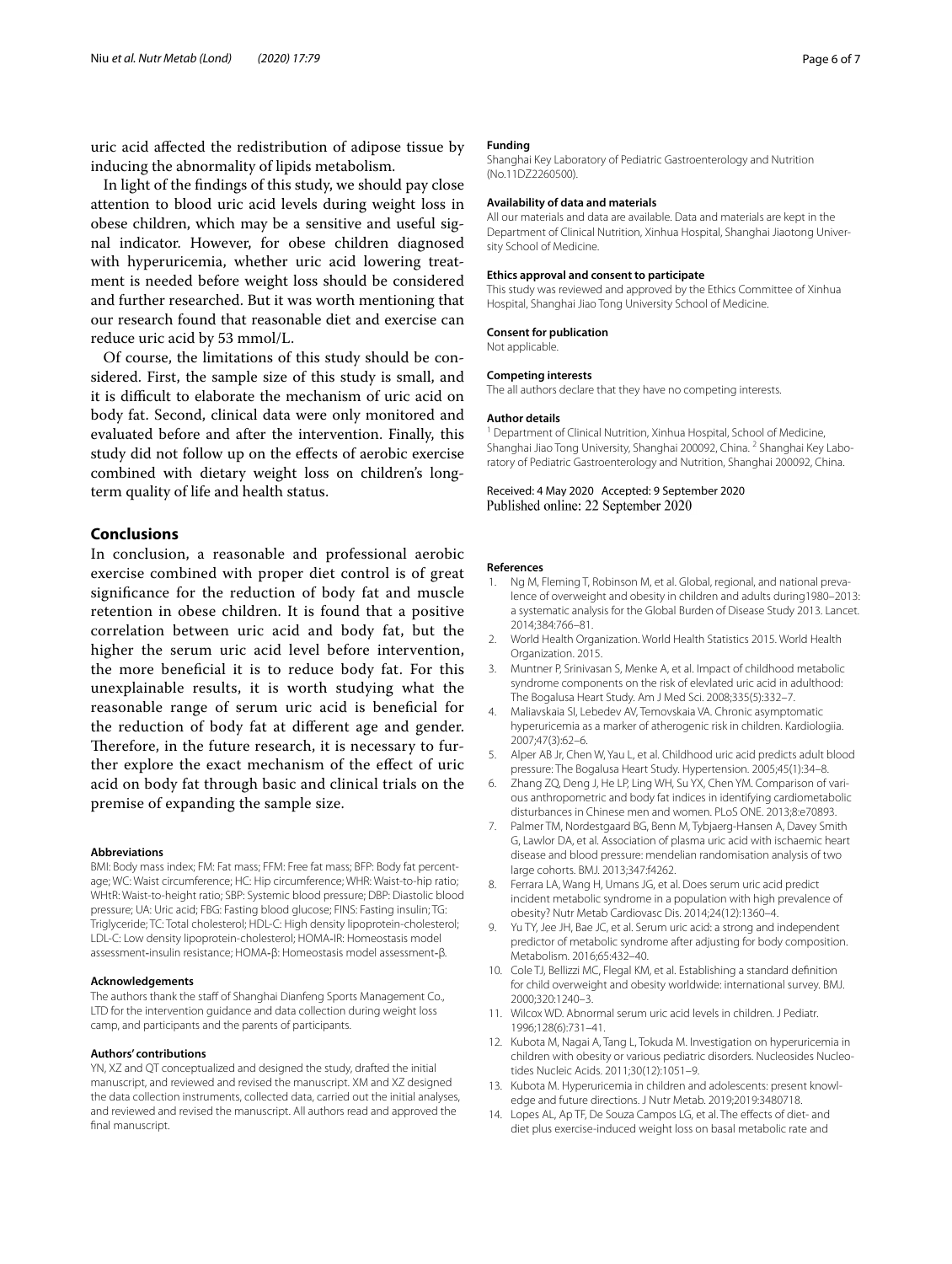uric acid affected the redistribution of adipose tissue by inducing the abnormality of lipids metabolism.

In light of the findings of this study, we should pay close attention to blood uric acid levels during weight loss in obese children, which may be a sensitive and useful signal indicator. However, for obese children diagnosed with hyperuricemia, whether uric acid lowering treatment is needed before weight loss should be considered and further researched. But it was worth mentioning that our research found that reasonable diet and exercise can reduce uric acid by 53 mmol/L.

Of course, the limitations of this study should be considered. First, the sample size of this study is small, and it is difficult to elaborate the mechanism of uric acid on body fat. Second, clinical data were only monitored and evaluated before and after the intervention. Finally, this study did not follow up on the effects of aerobic exercise combined with dietary weight loss on children's long-term quality of life and health status.

## Conclusions

In conclusion, a reasonable and professional aerobic exercise combined with proper diet control is of great significance for the reduction of body fat and muscle retention in obese children. It is found that a positive correlation between uric acid and body fat, but the higher the serum uric acid level before intervention, the more beneficial it is to reduce body fat. For this unexplainable results, it is worth studying what the reasonable range of serum uric acid is beneficial for the reduction of body fat at different age and gender. Therefore, in the future research, it is necessary to further explore the exact mechanism of the effect of uric acid on body fat through basic and clinical trials on the premise of expanding the sample size.

#### Abbreviations

BMI: Body mass index; FM: Fat mass; FFM: Free fat mass; BFP: Body fat percentage; WC: Waist circumference; HC: Hip circumference; WHR: Waist-to-hip ratio; WHtR: Waist-to-height ratio; SBP: Systemic blood pressure; DBP: Diastolic blood pressure; UA: Uric acid; FBG: Fasting blood glucose; FINS: Fasting insulin; TG: Triglyceride; TC: Total cholesterol; HDL-C: High density lipoprotein-cholesterol; LDL-C: Low density lipoprotein-cholesterol; HOMA-IR: Homeostasis model assessment-insulin resistance; HOMA-β: Homeostasis model assessment-β.

#### Acknowledgements

The authors thank the staff of Shanghai Dianfeng Sports Management Co., LTD for the intervention guidance and data collection during weight loss camp, and participants and the parents of participants.

#### Authors' contributions

YN, XZ and QT conceptualized and designed the study, drafted the initial manuscript, and reviewed and revised the manuscript. XM and XZ designed the data collection instruments, collected data, carried out the initial analyses, and reviewed and revised the manuscript. All authors read and approved the final manuscript.

#### Funding

Shanghai Key Laboratory of Pediatric Gastroenterology and Nutrition (No.11DZ2260500).

#### Availability of data and materials

All our materials and data are available. Data and materials are kept in the Department of Clinical Nutrition, Xinhua Hospital, Shanghai Jiaotong University School of Medicine.

#### Ethics approval and consent to participate

This study was reviewed and approved by the Ethics Committee of Xinhua Hospital, Shanghai Jiao Tong University School of Medicine.

#### Consent for publication

Not applicable.

#### Competing interests

The all authors declare that they have no competing interests.

#### Author details

[1] Department of Clinical Nutrition, Xinhua Hospital, School of Medicine, Shanghai Jiao Tong University, Shanghai 200092, China. [2] Shanghai Key Laboratory of Pediatric Gastroenterology and Nutrition, Shanghai 200092, China.

Received: 4 May 2020 Accepted: 9 September 2020
Published online: 22 September 2020

#### References

1. Ng M, Fleming T, Robinson M, et al. Global, regional, and national prevalence of overweight and obesity in children and adults during1980–2013: a systematic analysis for the Global Burden of Disease Study 2013. Lancet. 2014;384:766–81.
2. World Health Organization. World Health Statistics 2015. World Health Organization. 2015.
3. Muntner P, Srinivasan S, Menke A, et al. Impact of childhood metabolic syndrome components on the risk of elevlated uric acid in adulthood: The Bogalusa Heart Study. Am J Med Sci. 2008;335(5):332–7.
4. Maliavskaia SI, Lebedev AV, Temovskaia VA. Chronic asymptomatic hyperuricemia as a marker of atherogenic risk in children. Kardiologiia. 2007;47(3):62–6.
5. Alper AB Jr, Chen W, Yau L, et al. Childhood uric acid predicts adult blood pressure: The Bogalusa Heart Study. Hypertension. 2005;45(1):34–8.
6. Zhang ZQ, Deng J, He LP, Ling WH, Su YX, Chen YM. Comparison of various anthropometric and body fat indices in identifying cardiometabolic disturbances in Chinese men and women. PLoS ONE. 2013;8:e70893.
7. Palmer TM, Nordestgaard BG, Benn M, Tybjaerg-Hansen A, Davey Smith G, Lawlor DA, et al. Association of plasma uric acid with ischaemic heart disease and blood pressure: mendelian randomisation analysis of two large cohorts. BMJ. 2013;347:f4262.
8. Ferrara LA, Wang H, Umans JG, et al. Does serum uric acid predict incident metabolic syndrome in a population with high prevalence of obesity? Nutr Metab Cardiovasc Dis. 2014;24(12):1360–4.
9. Yu TY, Jee JH, Bae JC, et al. Serum uric acid: a strong and independent predictor of metabolic syndrome after adjusting for body composition. Metabolism. 2016;65:432–40.
10. Cole TJ, Bellizzi MC, Flegal KM, et al. Establishing a standard definition for child overweight and obesity worldwide: international survey. BMJ. 2000;320:1240–3.
11. Wilcox WD. Abnormal serum uric acid levels in children. J Pediatr. 1996;128(6):731–41.
12. Kubota M, Nagai A, Tang L, Tokuda M. Investigation on hyperuricemia in children with obesity or various pediatric disorders. Nucleosides Nucleotides Nucleic Acids. 2011;30(12):1051–9.
13. Kubota M. Hyperuricemia in children and adolescents: present knowledge and future directions. J Nutr Metab. 2019;2019:3480718.
14. Lopes AL, Ap TF, De Souza Campos LG, et al. The effects of diet- and diet plus exercise-induced weight loss on basal metabolic rate and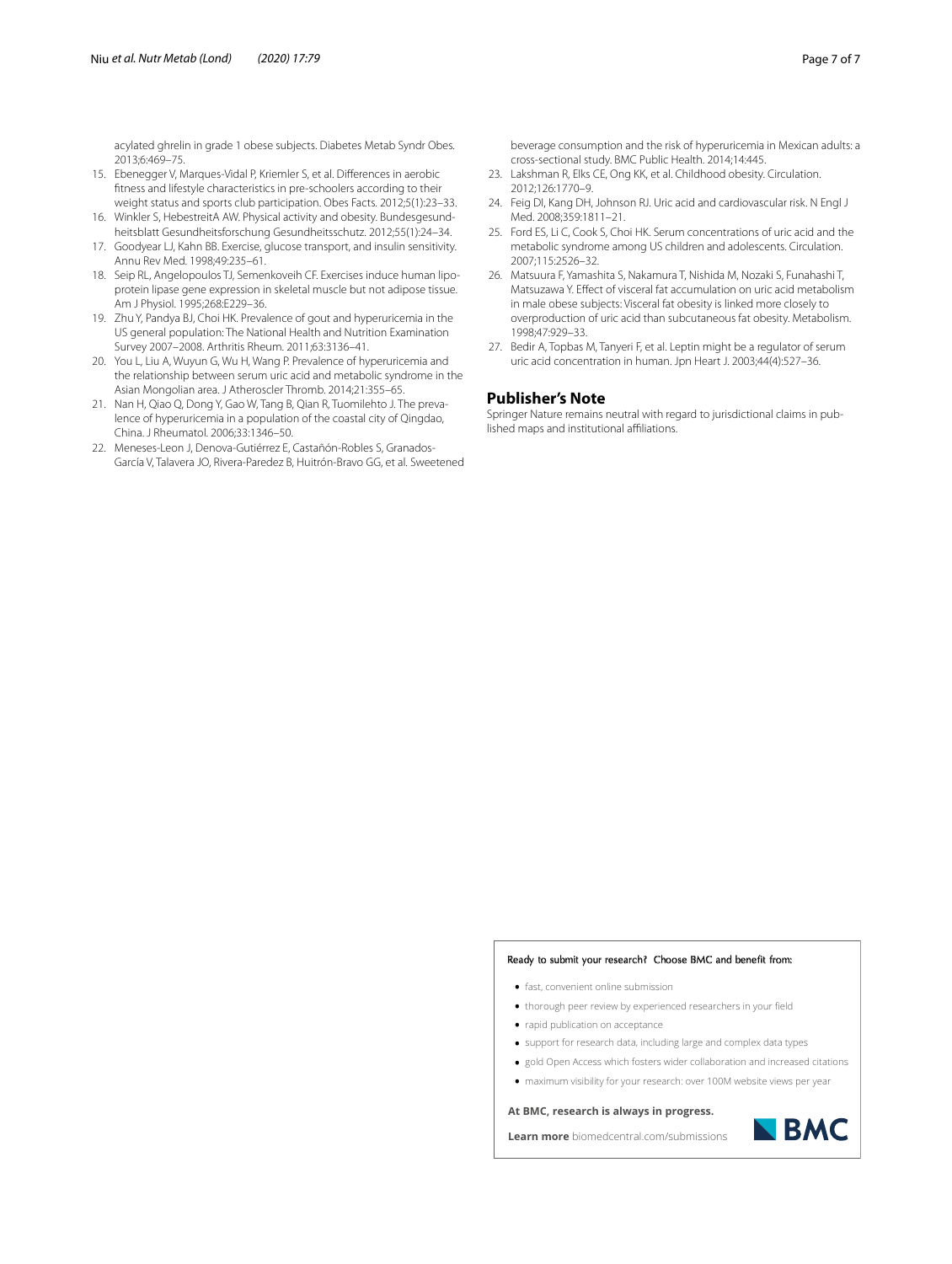acylated ghrelin in grade 1 obese subjects. Diabetes Metab Syndr Obes. 2013;6:469–75.

15. Ebenegger V, Marques-Vidal P, Kriemler S, et al. Differences in aerobic fitness and lifestyle characteristics in pre-schoolers according to their weight status and sports club participation. Obes Facts. 2012;5(1):23–33.
16. Winkler S, HebestreitA AW. Physical activity and obesity. Bundesgesundheitsblatt Gesundheitsforschung Gesundheitsschutz. 2012;55(1):24–34.
17. Goodyear LJ, Kahn BB. Exercise, glucose transport, and insulin sensitivity. Annu Rev Med. 1998;49:235–61.
18. Seip RL, Angelopoulos TJ, Semenkoveih CF. Exercises induce human lipoprotein lipase gene expression in skeletal muscle but not adipose tissue. Am J Physiol. 1995;268:E229–36.
19. Zhu Y, Pandya BJ, Choi HK. Prevalence of gout and hyperuricemia in the US general population: The National Health and Nutrition Examination Survey 2007–2008. Arthritis Rheum. 2011;63:3136–41.
20. You L, Liu A, Wuyun G, Wu H, Wang P. Prevalence of hyperuricemia and the relationship between serum uric acid and metabolic syndrome in the Asian Mongolian area. J Atheroscler Thromb. 2014;21:355–65.
21. Nan H, Qiao Q, Dong Y, Gao W, Tang B, Qian R, Tuomilehto J. The prevalence of hyperuricemia in a population of the coastal city of Qingdao, China. J Rheumatol. 2006;33:1346–50.
22. Meneses-Leon J, Denova-Gutiérrez E, Castañón-Robles S, Granados-García V, Talavera JO, Rivera-Paredez B, Huitrón-Bravo GG, et al. Sweetened beverage consumption and the risk of hyperuricemia in Mexican adults: a cross-sectional study. BMC Public Health. 2014;14:445.
23. Lakshman R, Elks CE, Ong KK, et al. Childhood obesity. Circulation. 2012;126:1770–9.
24. Feig DI, Kang DH, Johnson RJ. Uric acid and cardiovascular risk. N Engl J Med. 2008;359:1811–21.
25. Ford ES, Li C, Cook S, Choi HK. Serum concentrations of uric acid and the metabolic syndrome among US children and adolescents. Circulation. 2007;115:2526–32.
26. Matsuura F, Yamashita S, Nakamura T, Nishida M, Nozaki S, Funahashi T, Matsuzawa Y. Effect of visceral fat accumulation on uric acid metabolism in male obese subjects: Visceral fat obesity is linked more closely to overproduction of uric acid than subcutaneous fat obesity. Metabolism. 1998;47:929–33.
27. Bedir A, Topbas M, Tanyeri F, et al. Leptin might be a regulator of serum uric acid concentration in human. Jpn Heart J. 2003;44(4):527–36.

## Publisher's Note

Springer Nature remains neutral with regard to jurisdictional claims in published maps and institutional affiliations.

Ready to submit your research? Choose BMC and benefit from:

- fast, convenient online submission
- thorough peer review by experienced researchers in your field
- rapid publication on acceptance
- support for research data, including large and complex data types
- gold Open Access which fosters wider collaboration and increased citations
- maximum visibility for your research: over 100M website views per year

**At BMC, research is always in progress.**

**Learn more** biomedcentral.com/submissions

BMC